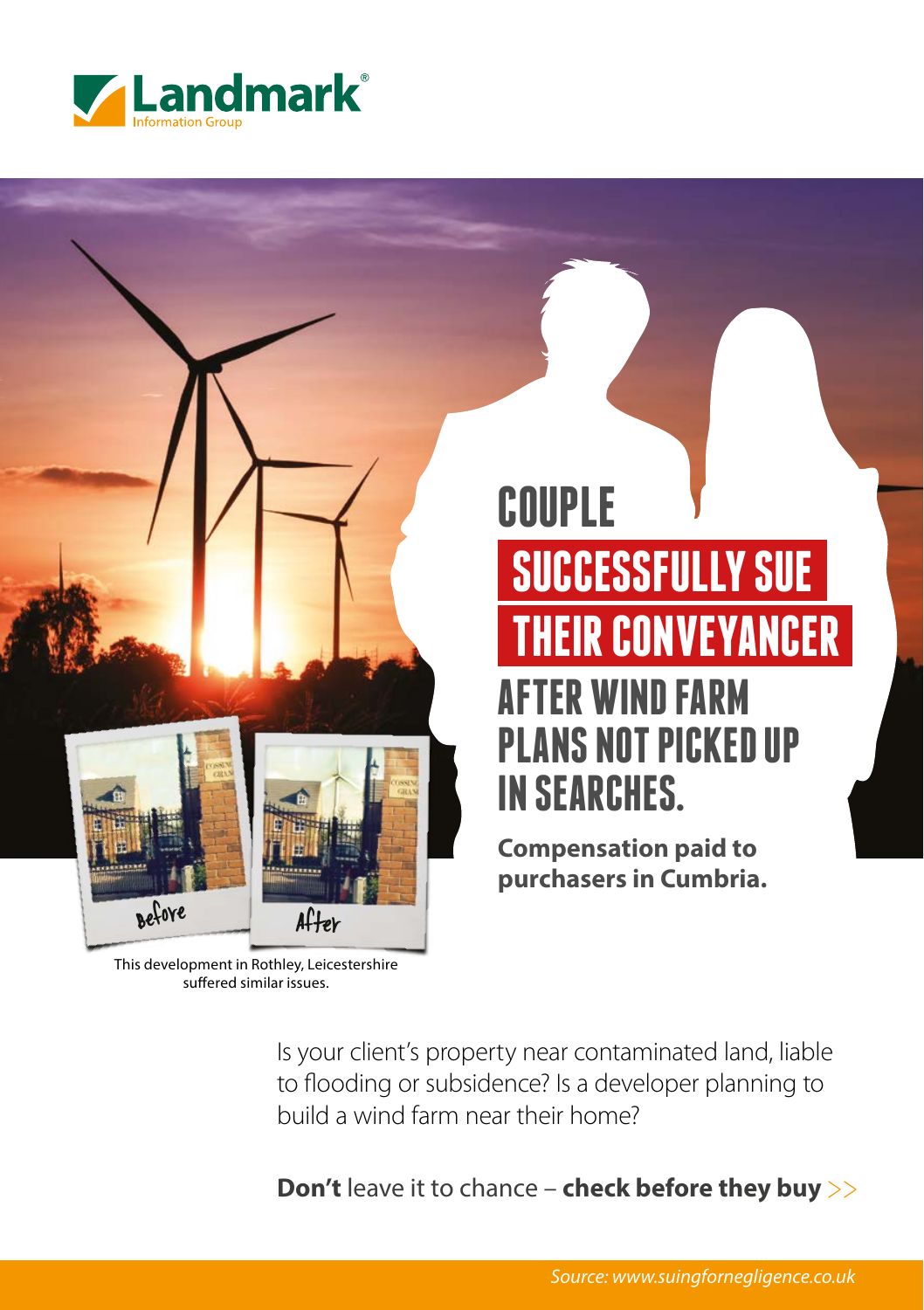# COUPLE SUCCESSFULLY SUE THEIR CONVEYANCER AFTER WIND FARM PLANS NOT PICKED UP IN SEARCHES.

**Compensation paid to purchasers in Cumbria.**

Before

After

This development in Rothley, Leicestershire suffered similar issues.

Is your client's property near contaminated land, liable to flooding or subsidence? Is a developer planning to build a wind farm near their home?

**Don't** leave it to chance – **check before they buy** >>

*Source: www.suingfornegligence.co.uk*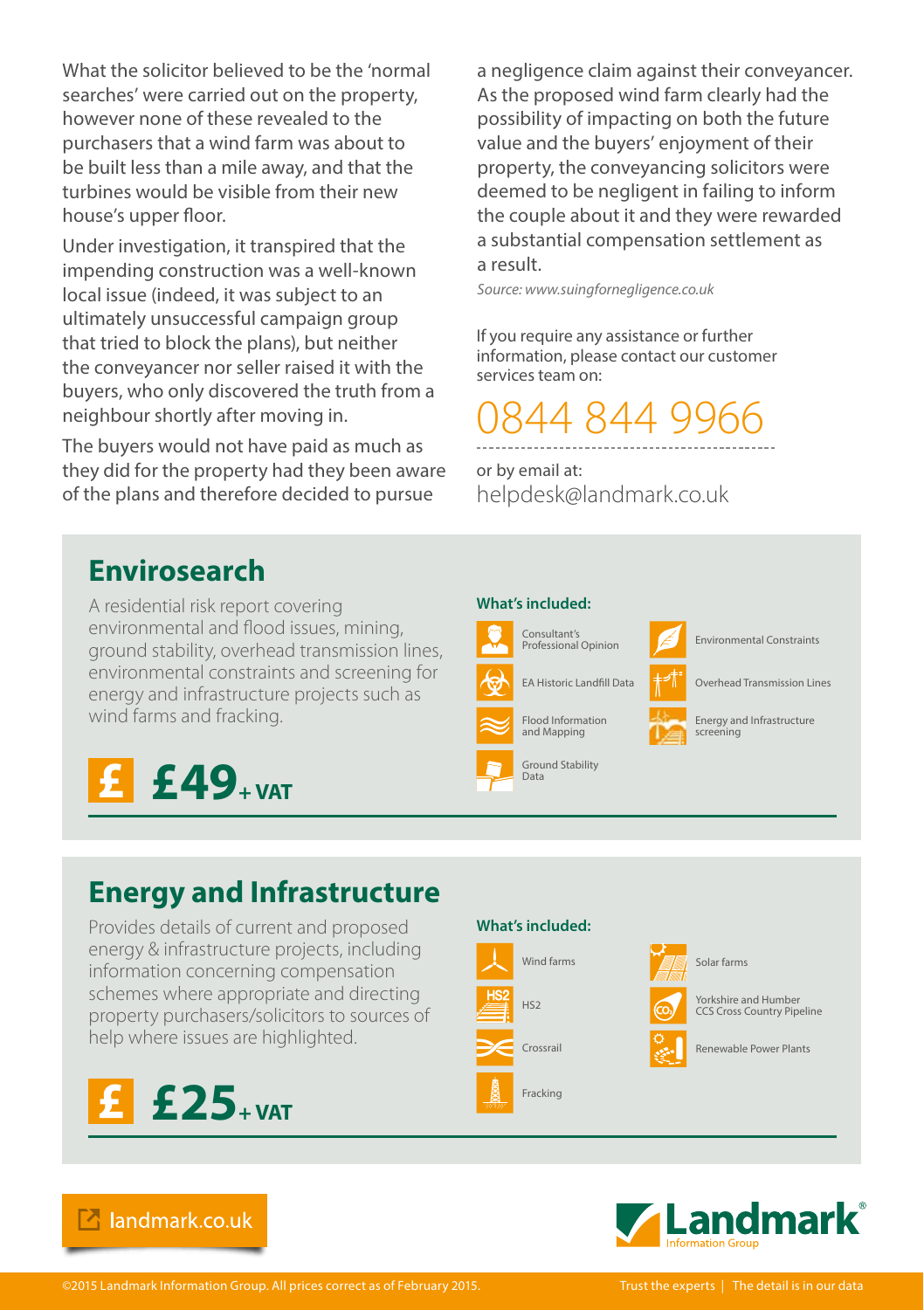What the solicitor believed to be the 'normal searches' were carried out on the property, however none of these revealed to the purchasers that a wind farm was about to be built less than a mile away, and that the turbines would be visible from their new house's upper floor.

Under investigation, it transpired that the impending construction was a well-known local issue (indeed, it was subject to an ultimately unsuccessful campaign group that tried to block the plans), but neither the conveyancer nor seller raised it with the buyers, who only discovered the truth from a neighbour shortly after moving in.

The buyers would not have paid as much as they did for the property had they been aware of the plans and therefore decided to pursue a negligence claim against their conveyancer. As the proposed wind farm clearly had the possibility of impacting on both the future value and the buyers' enjoyment of their property, the conveyancing solicitors were deemed to be negligent in failing to inform the couple about it and they were rewarded a substantial compensation settlement as a result.

*Source: www.suingfornegligence.co.uk*

If you require any assistance or further information, please contact our customer services team on:

0844 844 9966

or by email at:
helpdesk@landmark.co.uk

## Envirosearch

A residential risk report covering environmental and flood issues, mining, ground stability, overhead transmission lines, environmental constraints and screening for energy and infrastructure projects such as wind farms and fracking.

**£49 + VAT**

**What's included:**

- Consultant's Professional Opinion
- EA Historic Landfill Data
- Flood Information and Mapping
- Ground Stability Data
- Environmental Constraints
- Overhead Transmission Lines
- Energy and Infrastructure screening

## Energy and Infrastructure

Provides details of current and proposed energy & infrastructure projects, including information concerning compensation schemes where appropriate and directing property purchasers/solicitors to sources of help where issues are highlighted.

**£25 + VAT**

**What's included:**

- Wind farms
- HS2
- Crossrail
- Fracking
- Solar farms
- Yorkshire and Humber CCS Cross Country Pipeline
- Renewable Power Plants

landmark.co.uk

Landmark Information Group

©2015 Landmark Information Group. All prices correct as of February 2015.

Trust the experts | The detail is in our data